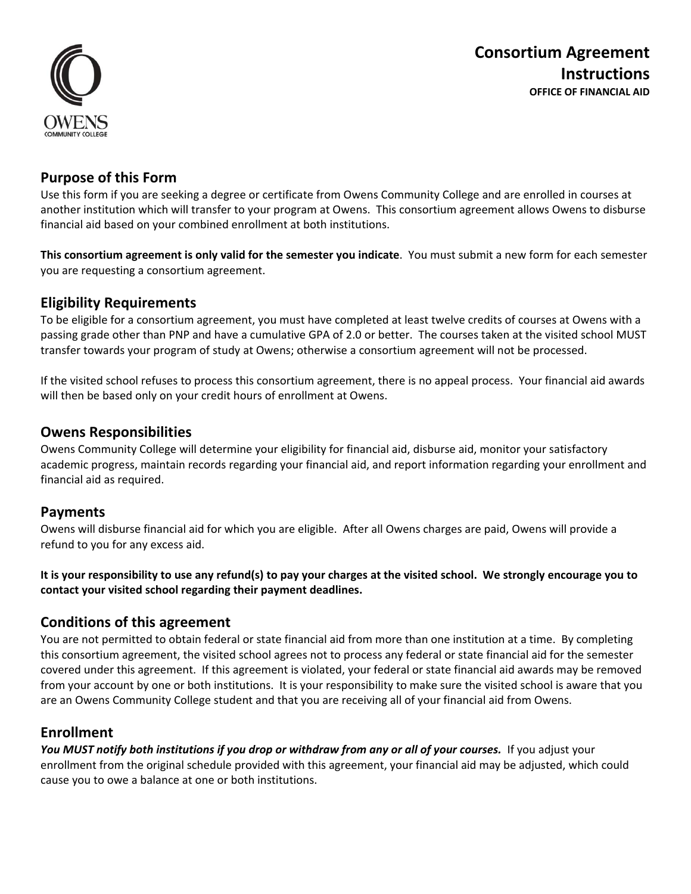OWENS
COMMUNITY COLLEGE

# Consortium Agreement Instructions

**OFFICE OF FINANCIAL AID**

## Purpose of this Form

Use this form if you are seeking a degree or certificate from Owens Community College and are enrolled in courses at another institution which will transfer to your program at Owens. This consortium agreement allows Owens to disburse financial aid based on your combined enrollment at both institutions.

**This consortium agreement is only valid for the semester you indicate**. You must submit a new form for each semester you are requesting a consortium agreement.

## Eligibility Requirements

To be eligible for a consortium agreement, you must have completed at least twelve credits of courses at Owens with a passing grade other than PNP and have a cumulative GPA of 2.0 or better. The courses taken at the visited school MUST transfer towards your program of study at Owens; otherwise a consortium agreement will not be processed.

If the visited school refuses to process this consortium agreement, there is no appeal process. Your financial aid awards will then be based only on your credit hours of enrollment at Owens.

## Owens Responsibilities

Owens Community College will determine your eligibility for financial aid, disburse aid, monitor your satisfactory academic progress, maintain records regarding your financial aid, and report information regarding your enrollment and financial aid as required.

## Payments

Owens will disburse financial aid for which you are eligible. After all Owens charges are paid, Owens will provide a refund to you for any excess aid.

**It is your responsibility to use any refund(s) to pay your charges at the visited school. We strongly encourage you to contact your visited school regarding their payment deadlines.**

## Conditions of this agreement

You are not permitted to obtain federal or state financial aid from more than one institution at a time. By completing this consortium agreement, the visited school agrees not to process any federal or state financial aid for the semester covered under this agreement. If this agreement is violated, your federal or state financial aid awards may be removed from your account by one or both institutions. It is your responsibility to make sure the visited school is aware that you are an Owens Community College student and that you are receiving all of your financial aid from Owens.

## Enrollment

***You MUST notify both institutions if you drop or withdraw from any or all of your courses.*** If you adjust your enrollment from the original schedule provided with this agreement, your financial aid may be adjusted, which could cause you to owe a balance at one or both institutions.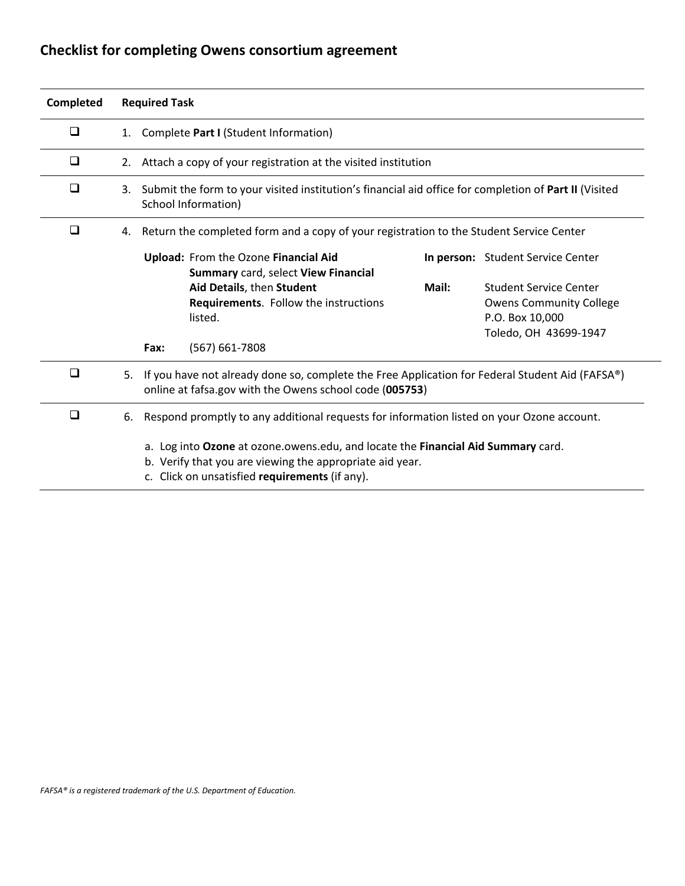## Checklist for completing Owens consortium agreement

| Completed | Required Task |
|---|---|
| ❑ | 1. Complete **Part I** (Student Information) |
| ❑ | 2. Attach a copy of your registration at the visited institution |
| ❑ | 3. Submit the form to your visited institution's financial aid office for completion of **Part II** (Visited School Information) |
| ❑ | 4. Return the completed form and a copy of your registration to the Student Service Center<br><br>**Upload:** From the Ozone **Financial Aid Summary** card, select **View Financial Aid Details**, then **Student Requirements**. Follow the instructions listed.<br>**Fax:** (567) 661-7808<br>**In person:** Student Service Center<br>**Mail:** Student Service Center, Owens Community College, P.O. Box 10,000, Toledo, OH 43699-1947 |
| ❑ | 5. If you have not already done so, complete the Free Application for Federal Student Aid (FAFSA®) online at fafsa.gov with the Owens school code (**005753**) |
| ❑ | 6. Respond promptly to any additional requests for information listed on your Ozone account.<br><br>a. Log into **Ozone** at ozone.owens.edu, and locate the **Financial Aid Summary** card.<br>b. Verify that you are viewing the appropriate aid year.<br>c. Click on unsatisfied **requirements** (if any). |

*FAFSA® is a registered trademark of the U.S. Department of Education.*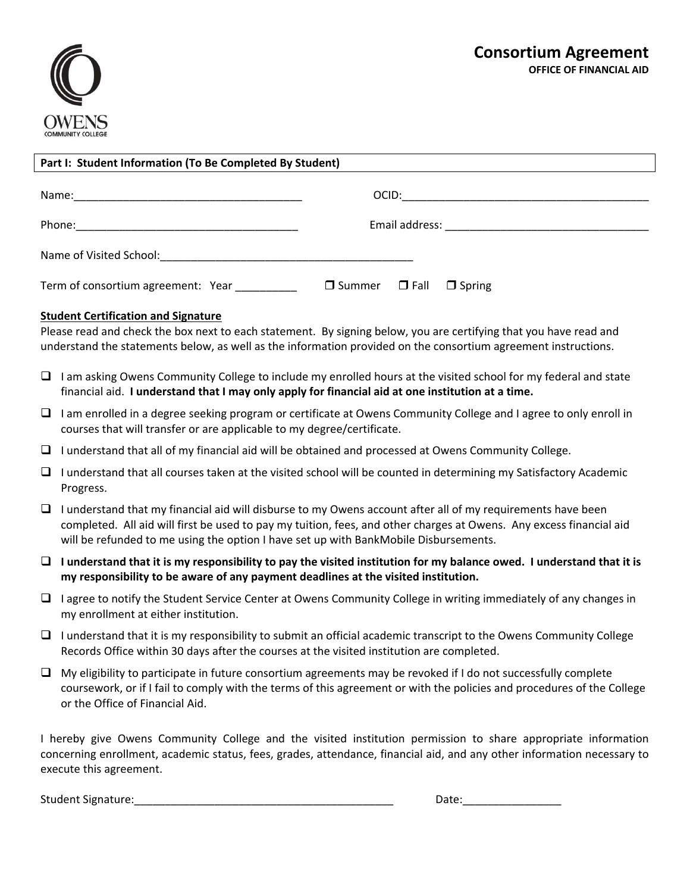# Consortium Agreement

**OFFICE OF FINANCIAL AID**

OWENS
COMMUNITY COLLEGE

**Part I: Student Information (To Be Completed By Student)**

Name:_____________________________________ OCID:_________________________________________

Phone:____________________________________ Email address: __________________________________

Name of Visited School:__________________________________________

Term of consortium agreement: Year __________ ☐ Summer ☐ Fall ☐ Spring

**Student Certification and Signature**

Please read and check the box next to each statement. By signing below, you are certifying that you have read and understand the statements below, as well as the information provided on the consortium agreement instructions.

- ☐ I am asking Owens Community College to include my enrolled hours at the visited school for my federal and state financial aid. **I understand that I may only apply for financial aid at one institution at a time.**
- ☐ I am enrolled in a degree seeking program or certificate at Owens Community College and I agree to only enroll in courses that will transfer or are applicable to my degree/certificate.
- ☐ I understand that all of my financial aid will be obtained and processed at Owens Community College.
- ☐ I understand that all courses taken at the visited school will be counted in determining my Satisfactory Academic Progress.
- ☐ I understand that my financial aid will disburse to my Owens account after all of my requirements have been completed. All aid will first be used to pay my tuition, fees, and other charges at Owens. Any excess financial aid will be refunded to me using the option I have set up with BankMobile Disbursements.
- ☐ **I understand that it is my responsibility to pay the visited institution for my balance owed. I understand that it is my responsibility to be aware of any payment deadlines at the visited institution.**
- ☐ I agree to notify the Student Service Center at Owens Community College in writing immediately of any changes in my enrollment at either institution.
- ☐ I understand that it is my responsibility to submit an official academic transcript to the Owens Community College Records Office within 30 days after the courses at the visited institution are completed.
- ☐ My eligibility to participate in future consortium agreements may be revoked if I do not successfully complete coursework, or if I fail to comply with the terms of this agreement or with the policies and procedures of the College or the Office of Financial Aid.

I hereby give Owens Community College and the visited institution permission to share appropriate information concerning enrollment, academic status, fees, grades, attendance, financial aid, and any other information necessary to execute this agreement.

Student Signature:___________________________________________ Date:________________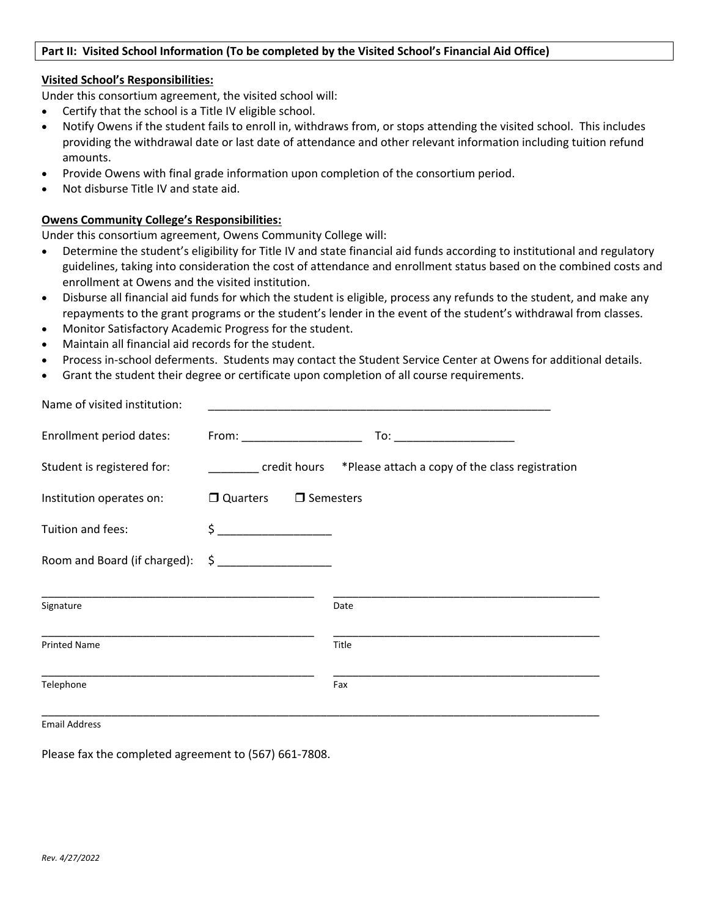**Part II: Visited School Information (To be completed by the Visited School's Financial Aid Office)**

**Visited School's Responsibilities:**

Under this consortium agreement, the visited school will:

- Certify that the school is a Title IV eligible school.
- Notify Owens if the student fails to enroll in, withdraws from, or stops attending the visited school. This includes providing the withdrawal date or last date of attendance and other relevant information including tuition refund amounts.
- Provide Owens with final grade information upon completion of the consortium period.
- Not disburse Title IV and state aid.

**Owens Community College's Responsibilities:**

Under this consortium agreement, Owens Community College will:

- Determine the student's eligibility for Title IV and state financial aid funds according to institutional and regulatory guidelines, taking into consideration the cost of attendance and enrollment status based on the combined costs and enrollment at Owens and the visited institution.
- Disburse all financial aid funds for which the student is eligible, process any refunds to the student, and make any repayments to the grant programs or the student's lender in the event of the student's withdrawal from classes.
- Monitor Satisfactory Academic Progress for the student.
- Maintain all financial aid records for the student.
- Process in-school deferments. Students may contact the Student Service Center at Owens for additional details.
- Grant the student their degree or certificate upon completion of all course requirements.

Name of visited institution: ________________________________________________________

Enrollment period dates: From: ___________________ To: ___________________

Student is registered for: ________ credit hours *Please attach a copy of the class registration

Institution operates on: ☐ Quarters ☐ Semesters

Tuition and fees: $ _________________

Room and Board (if charged): $ _________________

_____________________________________________ _____________________________________________

Signature Date

_____________________________________________ _____________________________________________

Printed Name Title

_____________________________________________ _____________________________________________

Telephone Fax

_____________________________________________________________________________________________

Email Address

Please fax the completed agreement to (567) 661-7808.

*Rev. 4/27/2022*